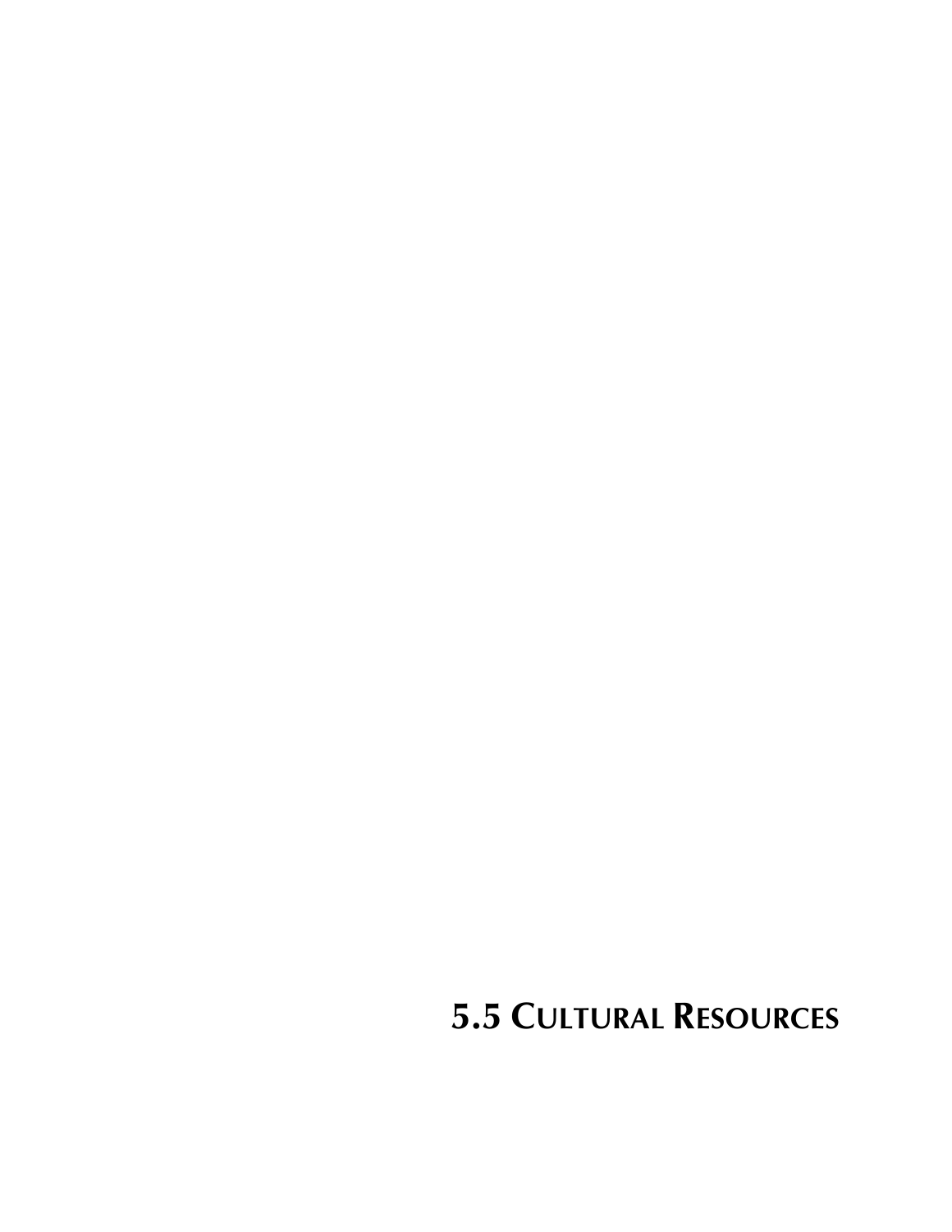# 5.5 Cultural Resources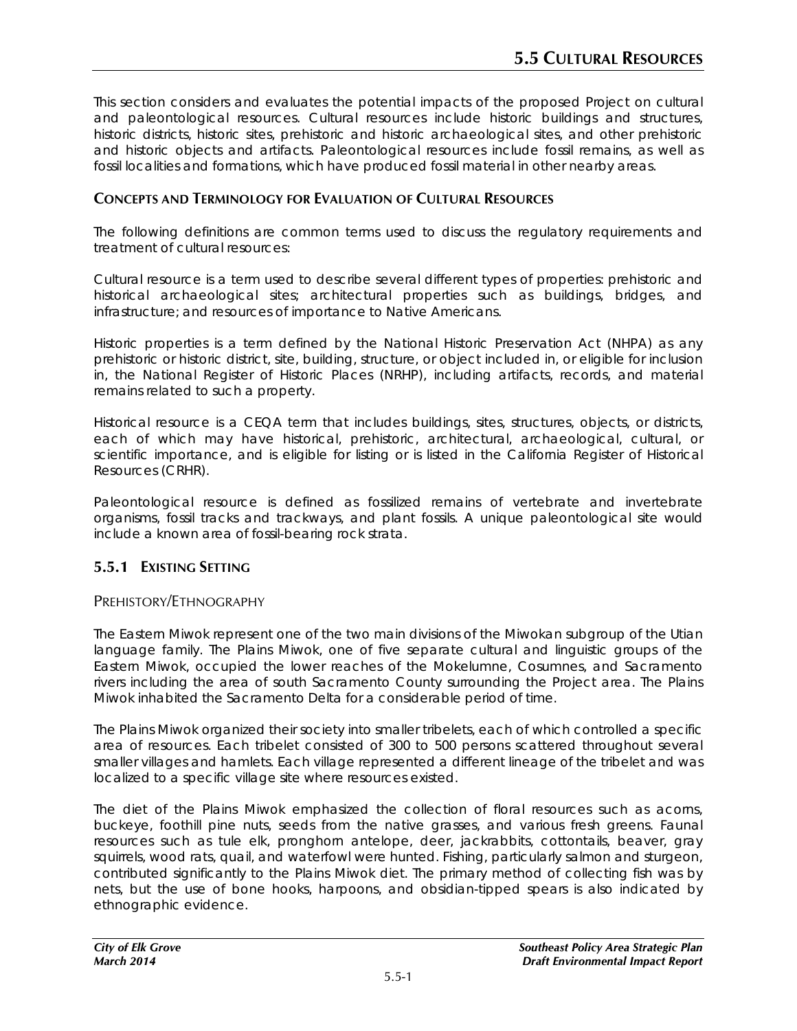# 5.5 CULTURAL RESOURCES

This section considers and evaluates the potential impacts of the proposed Project on cultural and paleontological resources. Cultural resources include historic buildings and structures, historic districts, historic sites, prehistoric and historic archaeological sites, and other prehistoric and historic objects and artifacts. Paleontological resources include fossil remains, as well as fossil localities and formations, which have produced fossil material in other nearby areas.

### CONCEPTS AND TERMINOLOGY FOR EVALUATION OF CULTURAL RESOURCES

The following definitions are common terms used to discuss the regulatory requirements and treatment of cultural resources:

Cultural resource is a term used to describe several different types of properties: prehistoric and historical archaeological sites; architectural properties such as buildings, bridges, and infrastructure; and resources of importance to Native Americans.

Historic properties is a term defined by the National Historic Preservation Act (NHPA) as any prehistoric or historic district, site, building, structure, or object included in, or eligible for inclusion in, the National Register of Historic Places (NRHP), including artifacts, records, and material remains related to such a property.

Historical resource is a CEQA term that includes buildings, sites, structures, objects, or districts, each of which may have historical, prehistoric, architectural, archaeological, cultural, or scientific importance, and is eligible for listing or is listed in the California Register of Historical Resources (CRHR).

Paleontological resource is defined as fossilized remains of vertebrate and invertebrate organisms, fossil tracks and trackways, and plant fossils. A unique paleontological site would include a known area of fossil-bearing rock strata.

## 5.5.1 EXISTING SETTING

### PREHISTORY/ETHNOGRAPHY

The Eastern Miwok represent one of the two main divisions of the Miwokan subgroup of the Utian language family. The Plains Miwok, one of five separate cultural and linguistic groups of the Eastern Miwok, occupied the lower reaches of the Mokelumne, Cosumnes, and Sacramento rivers including the area of south Sacramento County surrounding the Project area. The Plains Miwok inhabited the Sacramento Delta for a considerable period of time.

The Plains Miwok organized their society into smaller tribelets, each of which controlled a specific area of resources. Each tribelet consisted of 300 to 500 persons scattered throughout several smaller villages and hamlets. Each village represented a different lineage of the tribelet and was localized to a specific village site where resources existed.

The diet of the Plains Miwok emphasized the collection of floral resources such as acorns, buckeye, foothill pine nuts, seeds from the native grasses, and various fresh greens. Faunal resources such as tule elk, pronghorn antelope, deer, jackrabbits, cottontails, beaver, gray squirrels, wood rats, quail, and waterfowl were hunted. Fishing, particularly salmon and sturgeon, contributed significantly to the Plains Miwok diet. The primary method of collecting fish was by nets, but the use of bone hooks, harpoons, and obsidian-tipped spears is also indicated by ethnographic evidence.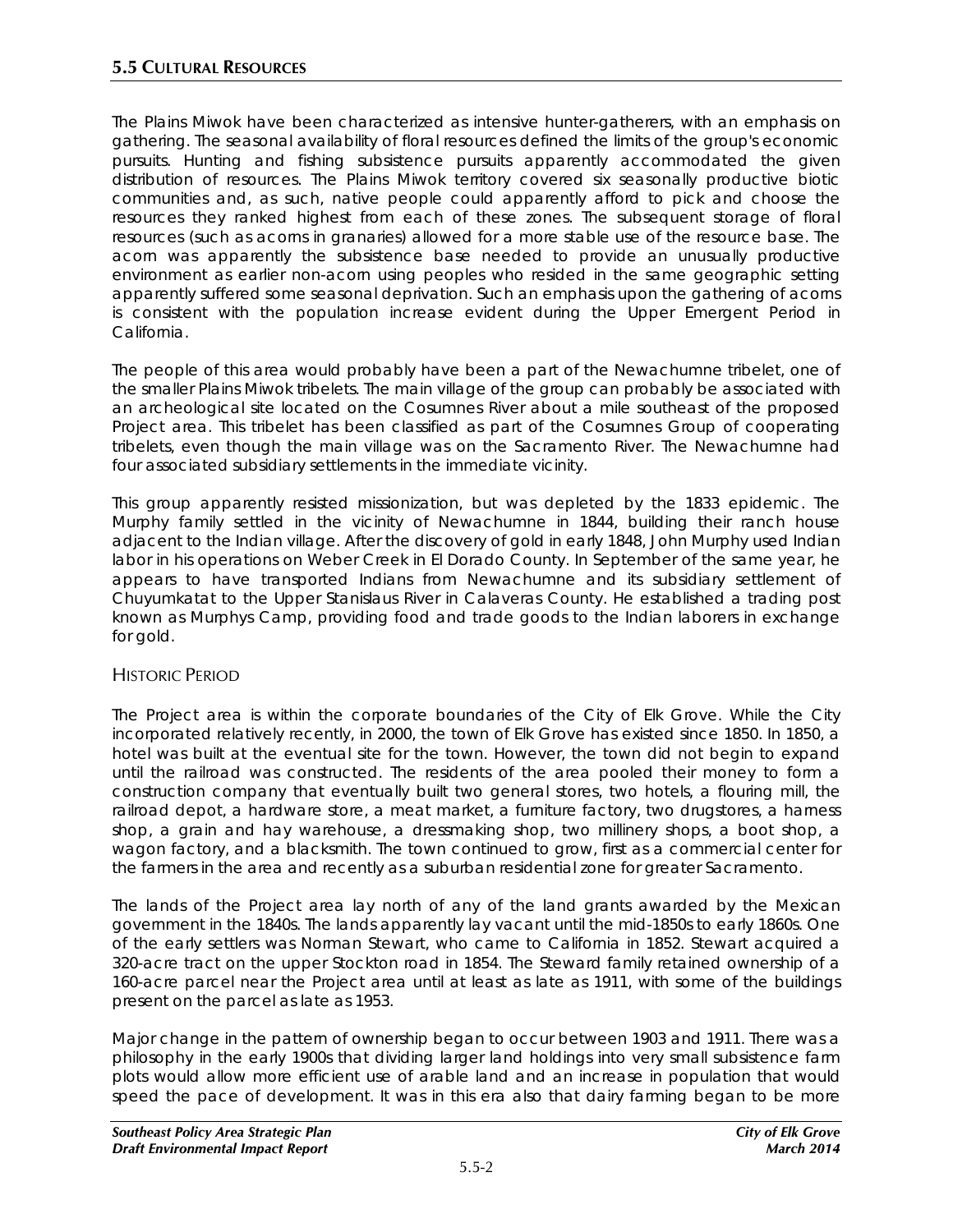The Plains Miwok have been characterized as intensive hunter-gatherers, with an emphasis on gathering. The seasonal availability of floral resources defined the limits of the group's economic pursuits. Hunting and fishing subsistence pursuits apparently accommodated the given distribution of resources. The Plains Miwok territory covered six seasonally productive biotic communities and, as such, native people could apparently afford to pick and choose the resources they ranked highest from each of these zones. The subsequent storage of floral resources (such as acorns in granaries) allowed for a more stable use of the resource base. The acorn was apparently the subsistence base needed to provide an unusually productive environment as earlier non-acorn using peoples who resided in the same geographic setting apparently suffered some seasonal deprivation. Such an emphasis upon the gathering of acorns is consistent with the population increase evident during the Upper Emergent Period in California.

The people of this area would probably have been a part of the Newachumne tribelet, one of the smaller Plains Miwok tribelets. The main village of the group can probably be associated with an archeological site located on the Cosumnes River about a mile southeast of the proposed Project area. This tribelet has been classified as part of the Cosumnes Group of cooperating tribelets, even though the main village was on the Sacramento River. The Newachumne had four associated subsidiary settlements in the immediate vicinity.

This group apparently resisted missionization, but was depleted by the 1833 epidemic. The Murphy family settled in the vicinity of Newachumne in 1844, building their ranch house adjacent to the Indian village. After the discovery of gold in early 1848, John Murphy used Indian labor in his operations on Weber Creek in El Dorado County. In September of the same year, he appears to have transported Indians from Newachumne and its subsidiary settlement of Chuyumkatat to the Upper Stanislaus River in Calaveras County. He established a trading post known as Murphys Camp, providing food and trade goods to the Indian laborers in exchange for gold.

### Historic Period

The Project area is within the corporate boundaries of the City of Elk Grove. While the City incorporated relatively recently, in 2000, the town of Elk Grove has existed since 1850. In 1850, a hotel was built at the eventual site for the town. However, the town did not begin to expand until the railroad was constructed. The residents of the area pooled their money to form a construction company that eventually built two general stores, two hotels, a flouring mill, the railroad depot, a hardware store, a meat market, a furniture factory, two drugstores, a harness shop, a grain and hay warehouse, a dressmaking shop, two millinery shops, a boot shop, a wagon factory, and a blacksmith. The town continued to grow, first as a commercial center for the farmers in the area and recently as a suburban residential zone for greater Sacramento.

The lands of the Project area lay north of any of the land grants awarded by the Mexican government in the 1840s. The lands apparently lay vacant until the mid-1850s to early 1860s. One of the early settlers was Norman Stewart, who came to California in 1852. Stewart acquired a 320-acre tract on the upper Stockton road in 1854. The Steward family retained ownership of a 160-acre parcel near the Project area until at least as late as 1911, with some of the buildings present on the parcel as late as 1953.

Major change in the pattern of ownership began to occur between 1903 and 1911. There was a philosophy in the early 1900s that dividing larger land holdings into very small subsistence farm plots would allow more efficient use of arable land and an increase in population that would speed the pace of development. It was in this era also that dairy farming began to be more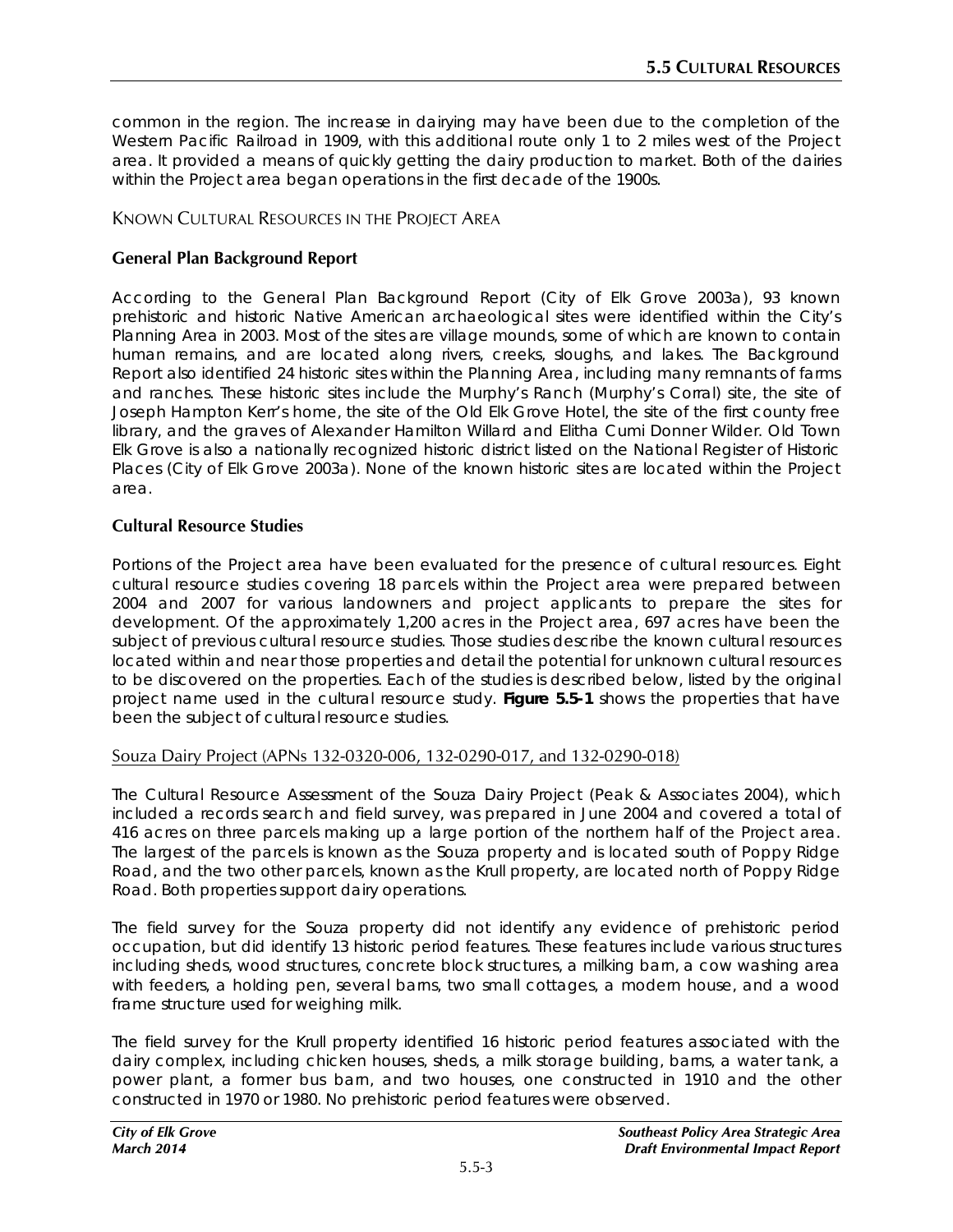common in the region. The increase in dairying may have been due to the completion of the Western Pacific Railroad in 1909, with this additional route only 1 to 2 miles west of the Project area. It provided a means of quickly getting the dairy production to market. Both of the dairies within the Project area began operations in the first decade of the 1900s.

### Known Cultural Resources in the Project Area

#### General Plan Background Report

According to the General Plan Background Report (City of Elk Grove 2003a), 93 known prehistoric and historic Native American archaeological sites were identified within the City's Planning Area in 2003. Most of the sites are village mounds, some of which are known to contain human remains, and are located along rivers, creeks, sloughs, and lakes. The Background Report also identified 24 historic sites within the Planning Area, including many remnants of farms and ranches. These historic sites include the Murphy's Ranch (Murphy's Corral) site, the site of Joseph Hampton Kerr's home, the site of the Old Elk Grove Hotel, the site of the first county free library, and the graves of Alexander Hamilton Willard and Elitha Cumi Donner Wilder. Old Town Elk Grove is also a nationally recognized historic district listed on the National Register of Historic Places (City of Elk Grove 2003a). None of the known historic sites are located within the Project area.

#### Cultural Resource Studies

Portions of the Project area have been evaluated for the presence of cultural resources. Eight cultural resource studies covering 18 parcels within the Project area were prepared between 2004 and 2007 for various landowners and project applicants to prepare the sites for development. Of the approximately 1,200 acres in the Project area, 697 acres have been the subject of previous cultural resource studies. Those studies describe the known cultural resources located within and near those properties and detail the potential for unknown cultural resources to be discovered on the properties. Each of the studies is described below, listed by the original project name used in the cultural resource study. **Figure 5.5-1** shows the properties that have been the subject of cultural resource studies.

##### Souza Dairy Project (APNs 132-0320-006, 132-0290-017, and 132-0290-018)

The Cultural Resource Assessment of the Souza Dairy Project (Peak & Associates 2004), which included a records search and field survey, was prepared in June 2004 and covered a total of 416 acres on three parcels making up a large portion of the northern half of the Project area. The largest of the parcels is known as the Souza property and is located south of Poppy Ridge Road, and the two other parcels, known as the Krull property, are located north of Poppy Ridge Road. Both properties support dairy operations.

The field survey for the Souza property did not identify any evidence of prehistoric period occupation, but did identify 13 historic period features. These features include various structures including sheds, wood structures, concrete block structures, a milking barn, a cow washing area with feeders, a holding pen, several barns, two small cottages, a modern house, and a wood frame structure used for weighing milk.

The field survey for the Krull property identified 16 historic period features associated with the dairy complex, including chicken houses, sheds, a milk storage building, barns, a water tank, a power plant, a former bus barn, and two houses, one constructed in 1910 and the other constructed in 1970 or 1980. No prehistoric period features were observed.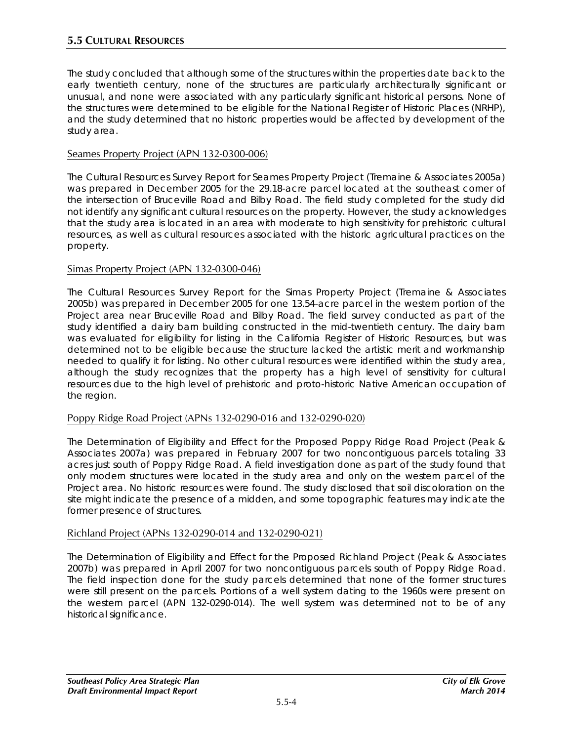The study concluded that although some of the structures within the properties date back to the early twentieth century, none of the structures are particularly architecturally significant or unusual, and none were associated with any particularly significant historical persons. None of the structures were determined to be eligible for the National Register of Historic Places (NRHP), and the study determined that no historic properties would be affected by development of the study area.

### Seames Property Project (APN 132-0300-006)

The Cultural Resources Survey Report for Seames Property Project (Tremaine & Associates 2005a) was prepared in December 2005 for the 29.18-acre parcel located at the southeast corner of the intersection of Bruceville Road and Bilby Road. The field study completed for the study did not identify any significant cultural resources on the property. However, the study acknowledges that the study area is located in an area with moderate to high sensitivity for prehistoric cultural resources, as well as cultural resources associated with the historic agricultural practices on the property.

### Simas Property Project (APN 132-0300-046)

The Cultural Resources Survey Report for the Simas Property Project (Tremaine & Associates 2005b) was prepared in December 2005 for one 13.54-acre parcel in the western portion of the Project area near Bruceville Road and Bilby Road. The field survey conducted as part of the study identified a dairy barn building constructed in the mid-twentieth century. The dairy barn was evaluated for eligibility for listing in the California Register of Historic Resources, but was determined not to be eligible because the structure lacked the artistic merit and workmanship needed to qualify it for listing. No other cultural resources were identified within the study area, although the study recognizes that the property has a high level of sensitivity for cultural resources due to the high level of prehistoric and proto-historic Native American occupation of the region.

### Poppy Ridge Road Project (APNs 132-0290-016 and 132-0290-020)

The Determination of Eligibility and Effect for the Proposed Poppy Ridge Road Project (Peak & Associates 2007a) was prepared in February 2007 for two noncontiguous parcels totaling 33 acres just south of Poppy Ridge Road. A field investigation done as part of the study found that only modern structures were located in the study area and only on the western parcel of the Project area. No historic resources were found. The study disclosed that soil discoloration on the site might indicate the presence of a midden, and some topographic features may indicate the former presence of structures.

### Richland Project (APNs 132-0290-014 and 132-0290-021)

The Determination of Eligibility and Effect for the Proposed Richland Project (Peak & Associates 2007b) was prepared in April 2007 for two noncontiguous parcels south of Poppy Ridge Road. The field inspection done for the study parcels determined that none of the former structures were still present on the parcels. Portions of a well system dating to the 1960s were present on the western parcel (APN 132-0290-014). The well system was determined not to be of any historical significance.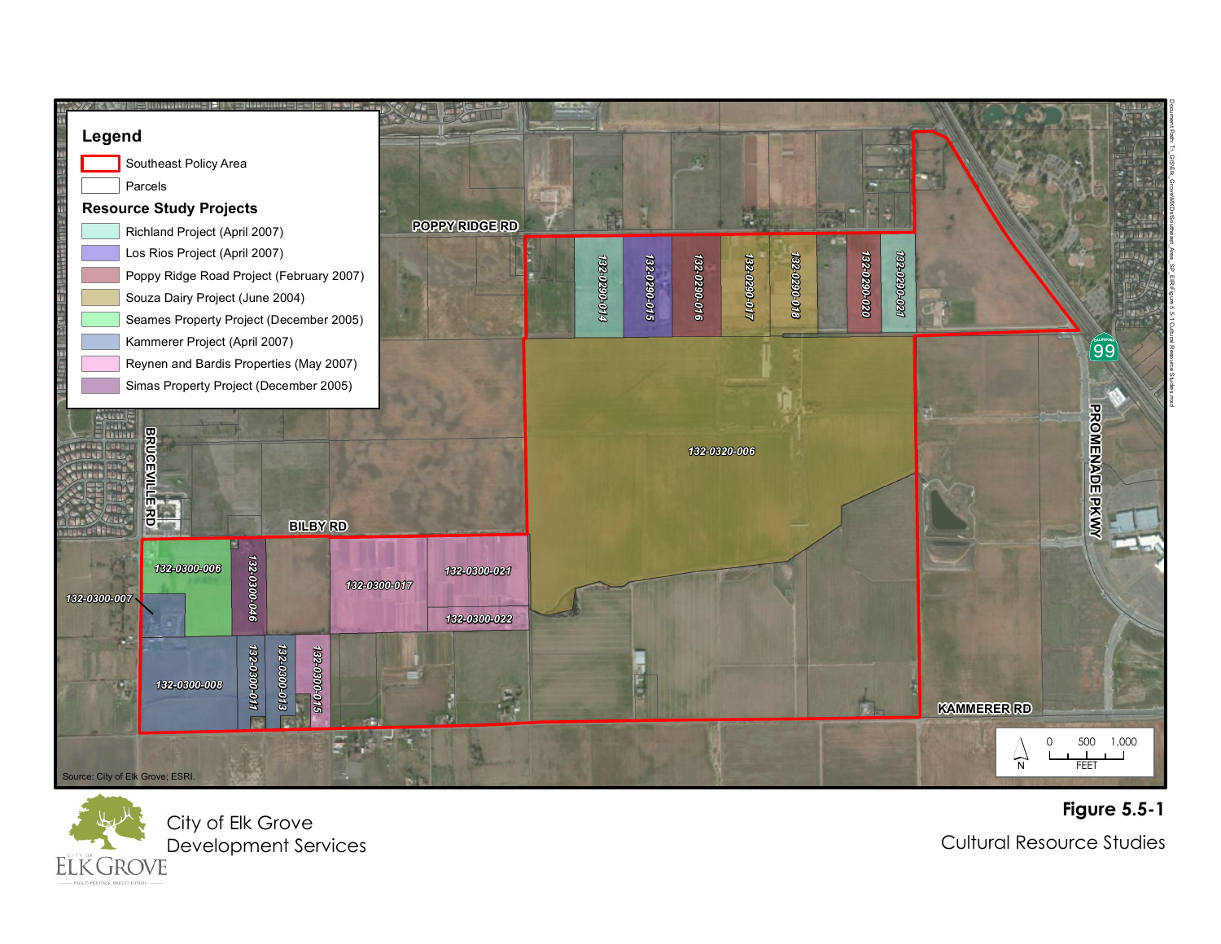**Legend**

- Southeast Policy Area
- Parcels

**Resource Study Projects**

- Richland Project (April 2007)
- Los Rios Project (April 2007)
- Poppy Ridge Road Project (February 2007)
- Souza Dairy Project (June 2004)
- Seames Property Project (December 2005)
- Kammerer Project (April 2007)
- Reynen and Bardis Properties (May 2007)
- Simas Property Project (December 2005)

POPPY RIDGE RD

132-0290-014
132-0290-015
132-0290-016
132-0290-017
132-0290-018
132-0290-020
132-0290-021

132-0320-006

BRUCEVILLE RD

BILBY RD

132-0300-006
132-0300-007
132-0300-046
132-0300-017
132-0300-021
132-0300-022
132-0300-008
132-0300-011
132-0300-013
132-0300-015

99

PROMENADE PKWY

KAMMERER RD

0 500 1,000
FEET

Source: City of Elk Grove; ESRI.

City of Elk Grove
Development Services

**Figure 5.5-1**

Cultural Resource Studies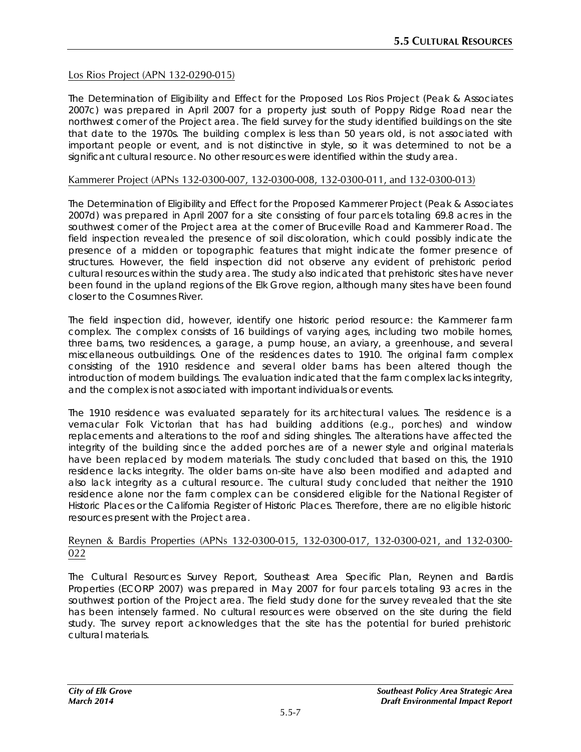Los Rios Project (APN 132-0290-015)

The Determination of Eligibility and Effect for the Proposed Los Rios Project (Peak & Associates 2007c) was prepared in April 2007 for a property just south of Poppy Ridge Road near the northwest corner of the Project area. The field survey for the study identified buildings on the site that date to the 1970s. The building complex is less than 50 years old, is not associated with important people or event, and is not distinctive in style, so it was determined to not be a significant cultural resource. No other resources were identified within the study area.

Kammerer Project (APNs 132-0300-007, 132-0300-008, 132-0300-011, and 132-0300-013)

The Determination of Eligibility and Effect for the Proposed Kammerer Project (Peak & Associates 2007d) was prepared in April 2007 for a site consisting of four parcels totaling 69.8 acres in the southwest corner of the Project area at the corner of Bruceville Road and Kammerer Road. The field inspection revealed the presence of soil discoloration, which could possibly indicate the presence of a midden or topographic features that might indicate the former presence of structures. However, the field inspection did not observe any evident of prehistoric period cultural resources within the study area. The study also indicated that prehistoric sites have never been found in the upland regions of the Elk Grove region, although many sites have been found closer to the Cosumnes River.

The field inspection did, however, identify one historic period resource: the Kammerer farm complex. The complex consists of 16 buildings of varying ages, including two mobile homes, three barns, two residences, a garage, a pump house, an aviary, a greenhouse, and several miscellaneous outbuildings. One of the residences dates to 1910. The original farm complex consisting of the 1910 residence and several older barns has been altered though the introduction of modern buildings. The evaluation indicated that the farm complex lacks integrity, and the complex is not associated with important individuals or events.

The 1910 residence was evaluated separately for its architectural values. The residence is a vernacular Folk Victorian that has had building additions (e.g., porches) and window replacements and alterations to the roof and siding shingles. The alterations have affected the integrity of the building since the added porches are of a newer style and original materials have been replaced by modern materials. The study concluded that based on this, the 1910 residence lacks integrity. The older barns on-site have also been modified and adapted and also lack integrity as a cultural resource. The cultural study concluded that neither the 1910 residence alone nor the farm complex can be considered eligible for the National Register of Historic Places or the California Register of Historic Places. Therefore, there are no eligible historic resources present with the Project area.

Reynen & Bardis Properties (APNs 132-0300-015, 132-0300-017, 132-0300-021, and 132-0300-022

The Cultural Resources Survey Report, Southeast Area Specific Plan, Reynen and Bardis Properties (ECORP 2007) was prepared in May 2007 for four parcels totaling 93 acres in the southwest portion of the Project area. The field study done for the survey revealed that the site has been intensely farmed. No cultural resources were observed on the site during the field study. The survey report acknowledges that the site has the potential for buried prehistoric cultural materials.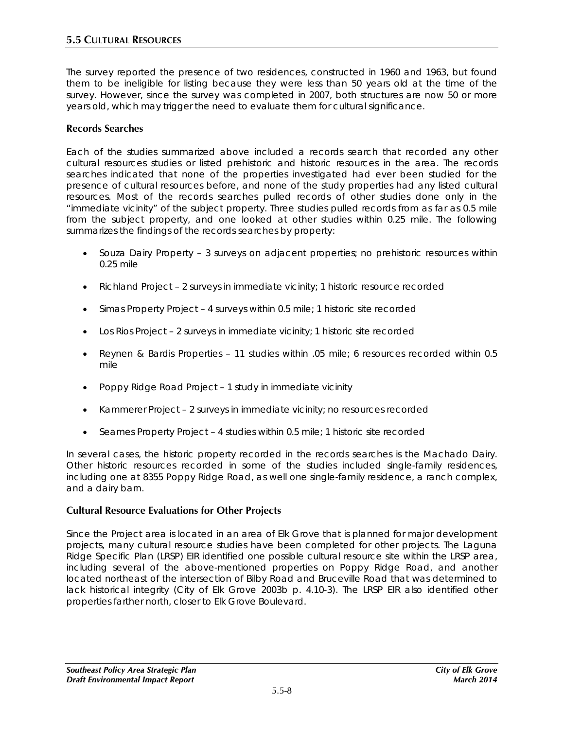The survey reported the presence of two residences, constructed in 1960 and 1963, but found them to be ineligible for listing because they were less than 50 years old at the time of the survey. However, since the survey was completed in 2007, both structures are now 50 or more years old, which may trigger the need to evaluate them for cultural significance.

### Records Searches

Each of the studies summarized above included a records search that recorded any other cultural resources studies or listed prehistoric and historic resources in the area. The records searches indicated that none of the properties investigated had ever been studied for the presence of cultural resources before, and none of the study properties had any listed cultural resources. Most of the records searches pulled records of other studies done only in the "immediate vicinity" of the subject property. Three studies pulled records from as far as 0.5 mile from the subject property, and one looked at other studies within 0.25 mile. The following summarizes the findings of the records searches by property:

- Souza Dairy Property – 3 surveys on adjacent properties; no prehistoric resources within 0.25 mile
- Richland Project – 2 surveys in immediate vicinity; 1 historic resource recorded
- Simas Property Project – 4 surveys within 0.5 mile; 1 historic site recorded
- Los Rios Project – 2 surveys in immediate vicinity; 1 historic site recorded
- Reynen & Bardis Properties – 11 studies within .05 mile; 6 resources recorded within 0.5 mile
- Poppy Ridge Road Project – 1 study in immediate vicinity
- Kammerer Project – 2 surveys in immediate vicinity; no resources recorded
- Seames Property Project – 4 studies within 0.5 mile; 1 historic site recorded

In several cases, the historic property recorded in the records searches is the Machado Dairy. Other historic resources recorded in some of the studies included single-family residences, including one at 8355 Poppy Ridge Road, as well one single-family residence, a ranch complex, and a dairy barn.

### Cultural Resource Evaluations for Other Projects

Since the Project area is located in an area of Elk Grove that is planned for major development projects, many cultural resource studies have been completed for other projects. The Laguna Ridge Specific Plan (LRSP) EIR identified one possible cultural resource site within the LRSP area, including several of the above-mentioned properties on Poppy Ridge Road, and another located northeast of the intersection of Bilby Road and Bruceville Road that was determined to lack historical integrity (City of Elk Grove 2003b p. 4.10-3). The LRSP EIR also identified other properties farther north, closer to Elk Grove Boulevard.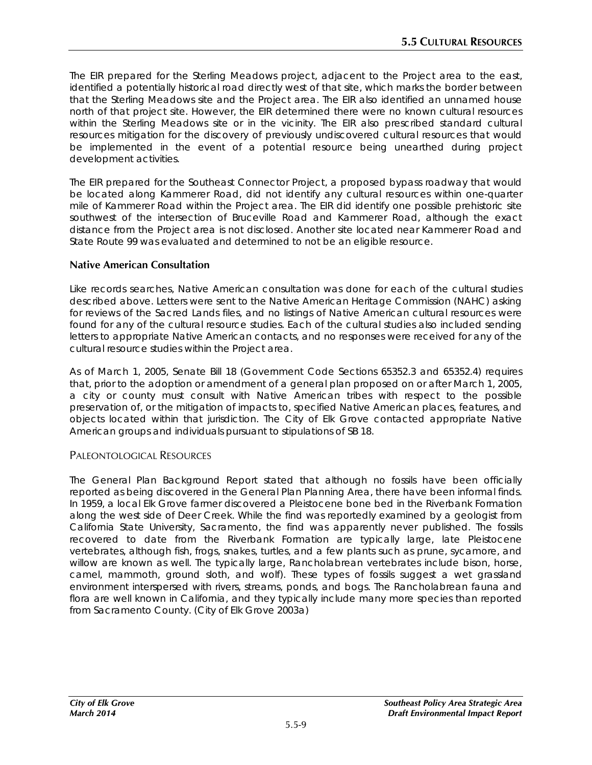The EIR prepared for the Sterling Meadows project, adjacent to the Project area to the east, identified a potentially historical road directly west of that site, which marks the border between that the Sterling Meadows site and the Project area. The EIR also identified an unnamed house north of that project site. However, the EIR determined there were no known cultural resources within the Sterling Meadows site or in the vicinity. The EIR also prescribed standard cultural resources mitigation for the discovery of previously undiscovered cultural resources that would be implemented in the event of a potential resource being unearthed during project development activities.

The EIR prepared for the Southeast Connector Project, a proposed bypass roadway that would be located along Kammerer Road, did not identify any cultural resources within one-quarter mile of Kammerer Road within the Project area. The EIR did identify one possible prehistoric site southwest of the intersection of Bruceville Road and Kammerer Road, although the exact distance from the Project area is not disclosed. Another site located near Kammerer Road and State Route 99 was evaluated and determined to not be an eligible resource.

### Native American Consultation

Like records searches, Native American consultation was done for each of the cultural studies described above. Letters were sent to the Native American Heritage Commission (NAHC) asking for reviews of the Sacred Lands files, and no listings of Native American cultural resources were found for any of the cultural resource studies. Each of the cultural studies also included sending letters to appropriate Native American contacts, and no responses were received for any of the cultural resource studies within the Project area.

As of March 1, 2005, Senate Bill 18 (Government Code Sections 65352.3 and 65352.4) requires that, prior to the adoption or amendment of a general plan proposed on or after March 1, 2005, a city or county must consult with Native American tribes with respect to the possible preservation of, or the mitigation of impacts to, specified Native American places, features, and objects located within that jurisdiction. The City of Elk Grove contacted appropriate Native American groups and individuals pursuant to stipulations of SB 18.

## PALEONTOLOGICAL RESOURCES

The General Plan Background Report stated that although no fossils have been officially reported as being discovered in the General Plan Planning Area, there have been informal finds. In 1959, a local Elk Grove farmer discovered a Pleistocene bone bed in the Riverbank Formation along the west side of Deer Creek. While the find was reportedly examined by a geologist from California State University, Sacramento, the find was apparently never published. The fossils recovered to date from the Riverbank Formation are typically large, late Pleistocene vertebrates, although fish, frogs, snakes, turtles, and a few plants such as prune, sycamore, and willow are known as well. The typically large, Rancholabrean vertebrates include bison, horse, camel, mammoth, ground sloth, and wolf). These types of fossils suggest a wet grassland environment interspersed with rivers, streams, ponds, and bogs. The Rancholabrean fauna and flora are well known in California, and they typically include many more species than reported from Sacramento County. (City of Elk Grove 2003a)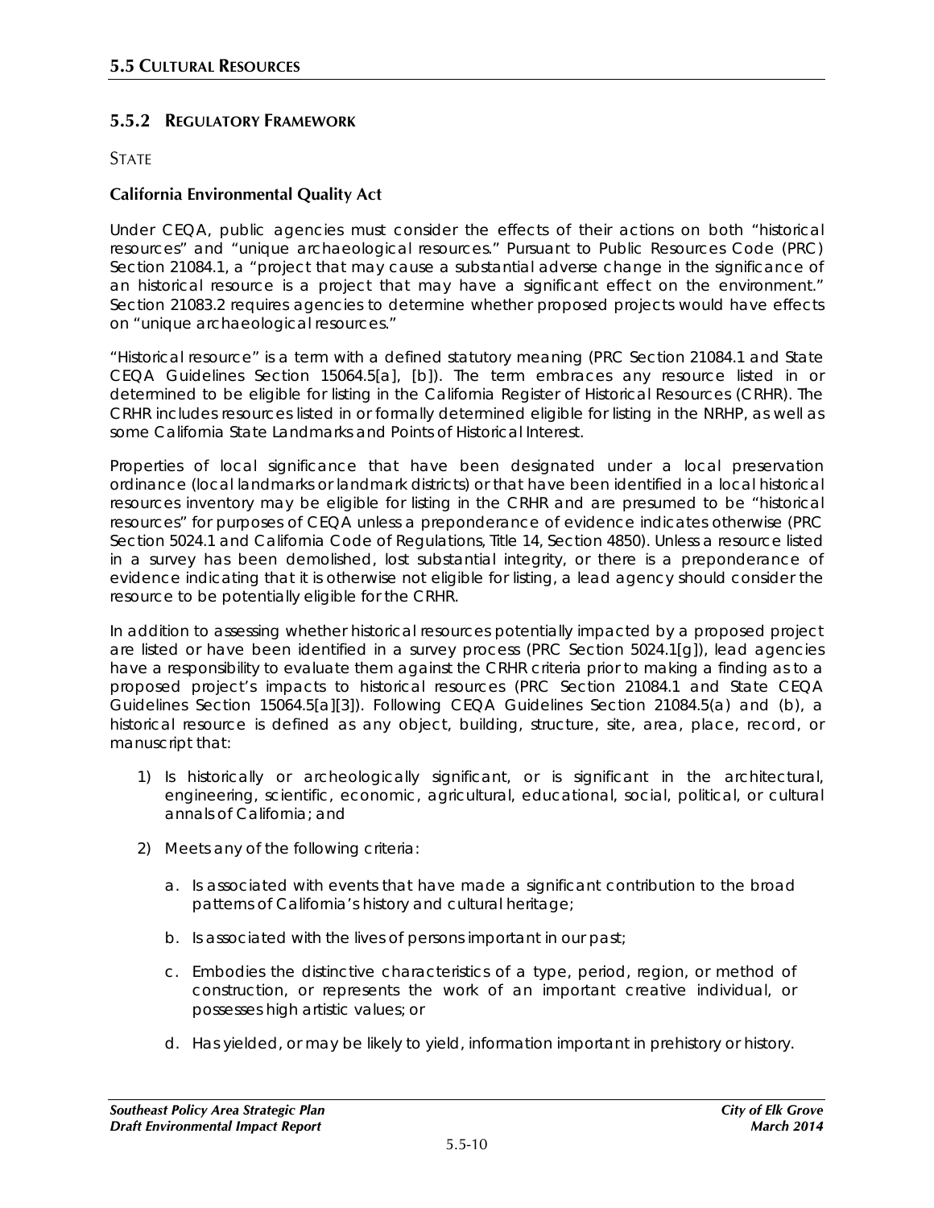## 5.5.2 REGULATORY FRAMEWORK

STATE

### California Environmental Quality Act

Under CEQA, public agencies must consider the effects of their actions on both "historical resources" and "unique archaeological resources." Pursuant to Public Resources Code (PRC) Section 21084.1, a "project that may cause a substantial adverse change in the significance of an historical resource is a project that may have a significant effect on the environment." Section 21083.2 requires agencies to determine whether proposed projects would have effects on "unique archaeological resources."

"Historical resource" is a term with a defined statutory meaning (PRC Section 21084.1 and State CEQA Guidelines Section 15064.5[a], [b]). The term embraces any resource listed in or determined to be eligible for listing in the California Register of Historical Resources (CRHR). The CRHR includes resources listed in or formally determined eligible for listing in the NRHP, as well as some California State Landmarks and Points of Historical Interest.

Properties of local significance that have been designated under a local preservation ordinance (local landmarks or landmark districts) or that have been identified in a local historical resources inventory may be eligible for listing in the CRHR and are presumed to be "historical resources" for purposes of CEQA unless a preponderance of evidence indicates otherwise (PRC Section 5024.1 and California Code of Regulations, Title 14, Section 4850). Unless a resource listed in a survey has been demolished, lost substantial integrity, or there is a preponderance of evidence indicating that it is otherwise not eligible for listing, a lead agency should consider the resource to be potentially eligible for the CRHR.

In addition to assessing whether historical resources potentially impacted by a proposed project are listed or have been identified in a survey process (PRC Section 5024.1[g]), lead agencies have a responsibility to evaluate them against the CRHR criteria prior to making a finding as to a proposed project's impacts to historical resources (PRC Section 21084.1 and State CEQA Guidelines Section 15064.5[a][3]). Following CEQA Guidelines Section 21084.5(a) and (b), a historical resource is defined as any object, building, structure, site, area, place, record, or manuscript that:

1) Is historically or archeologically significant, or is significant in the architectural, engineering, scientific, economic, agricultural, educational, social, political, or cultural annals of California; and

2) Meets any of the following criteria:

    a. Is associated with events that have made a significant contribution to the broad patterns of California's history and cultural heritage;

    b. Is associated with the lives of persons important in our past;

    c. Embodies the distinctive characteristics of a type, period, region, or method of construction, or represents the work of an important creative individual, or possesses high artistic values; or

    d. Has yielded, or may be likely to yield, information important in prehistory or history.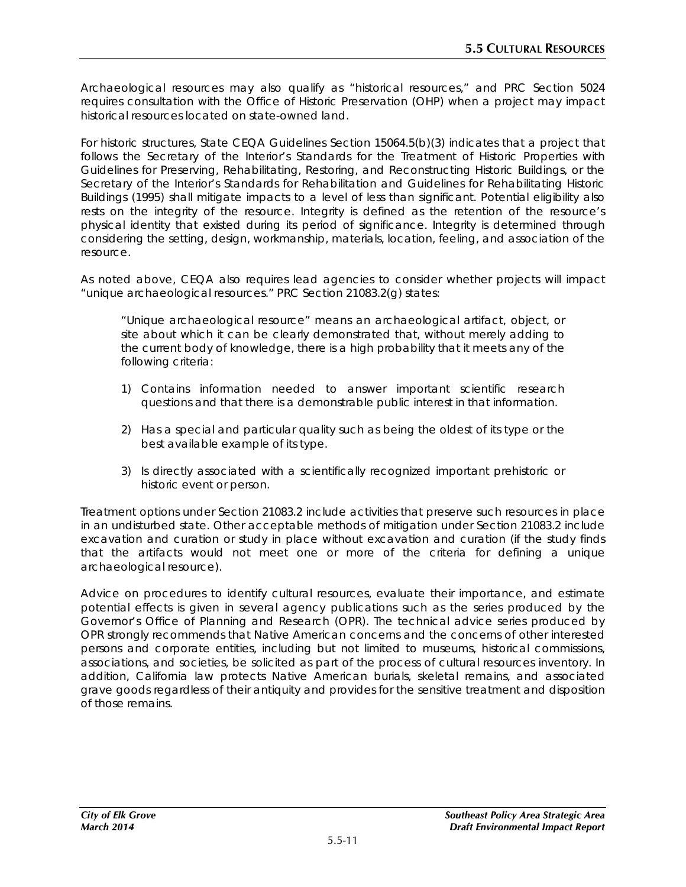Archaeological resources may also qualify as "historical resources," and PRC Section 5024 requires consultation with the Office of Historic Preservation (OHP) when a project may impact historical resources located on state-owned land.

For historic structures, State CEQA Guidelines Section 15064.5(b)(3) indicates that a project that follows the Secretary of the Interior's Standards for the Treatment of Historic Properties with Guidelines for Preserving, Rehabilitating, Restoring, and Reconstructing Historic Buildings, or the Secretary of the Interior's Standards for Rehabilitation and Guidelines for Rehabilitating Historic Buildings (1995) shall mitigate impacts to a level of less than significant. Potential eligibility also rests on the integrity of the resource. Integrity is defined as the retention of the resource's physical identity that existed during its period of significance. Integrity is determined through considering the setting, design, workmanship, materials, location, feeling, and association of the resource.

As noted above, CEQA also requires lead agencies to consider whether projects will impact "unique archaeological resources." PRC Section 21083.2(g) states:

> "Unique archaeological resource" means an archaeological artifact, object, or site about which it can be clearly demonstrated that, without merely adding to the current body of knowledge, there is a high probability that it meets any of the following criteria:
>
> 1) Contains information needed to answer important scientific research questions and that there is a demonstrable public interest in that information.
>
> 2) Has a special and particular quality such as being the oldest of its type or the best available example of its type.
>
> 3) Is directly associated with a scientifically recognized important prehistoric or historic event or person.

Treatment options under Section 21083.2 include activities that preserve such resources in place in an undisturbed state. Other acceptable methods of mitigation under Section 21083.2 include excavation and curation or study in place without excavation and curation (if the study finds that the artifacts would not meet one or more of the criteria for defining a unique archaeological resource).

Advice on procedures to identify cultural resources, evaluate their importance, and estimate potential effects is given in several agency publications such as the series produced by the Governor's Office of Planning and Research (OPR). The technical advice series produced by OPR strongly recommends that Native American concerns and the concerns of other interested persons and corporate entities, including but not limited to museums, historical commissions, associations, and societies, be solicited as part of the process of cultural resources inventory. In addition, California law protects Native American burials, skeletal remains, and associated grave goods regardless of their antiquity and provides for the sensitive treatment and disposition of those remains.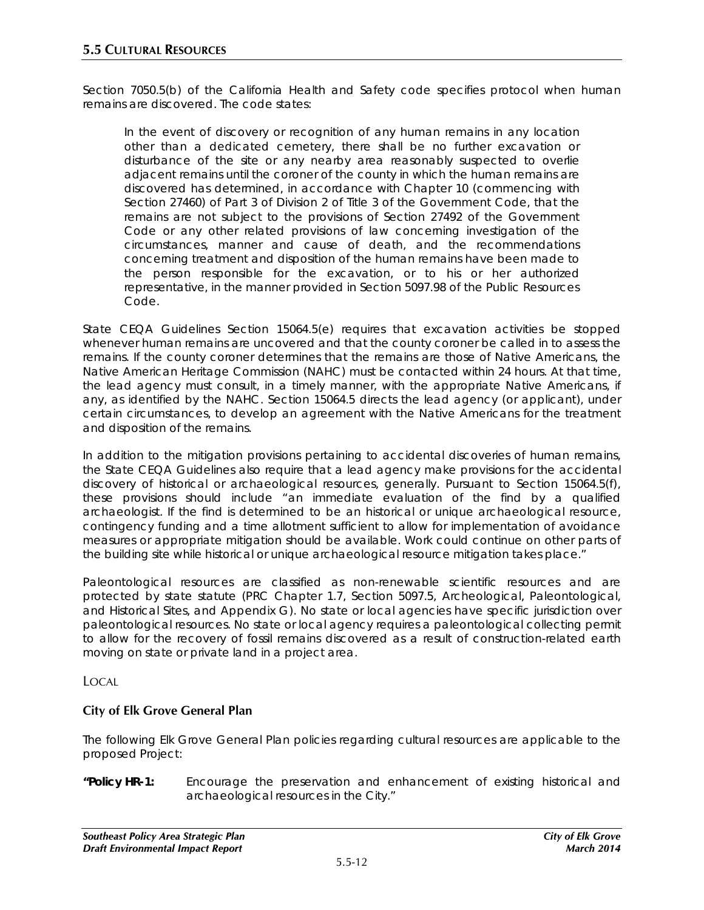Section 7050.5(b) of the California Health and Safety code specifies protocol when human remains are discovered. The code states:

> In the event of discovery or recognition of any human remains in any location other than a dedicated cemetery, there shall be no further excavation or disturbance of the site or any nearby area reasonably suspected to overlie adjacent remains until the coroner of the county in which the human remains are discovered has determined, in accordance with Chapter 10 (commencing with Section 27460) of Part 3 of Division 2 of Title 3 of the Government Code, that the remains are not subject to the provisions of Section 27492 of the Government Code or any other related provisions of law concerning investigation of the circumstances, manner and cause of death, and the recommendations concerning treatment and disposition of the human remains have been made to the person responsible for the excavation, or to his or her authorized representative, in the manner provided in Section 5097.98 of the Public Resources Code.

State CEQA Guidelines Section 15064.5(e) requires that excavation activities be stopped whenever human remains are uncovered and that the county coroner be called in to assess the remains. If the county coroner determines that the remains are those of Native Americans, the Native American Heritage Commission (NAHC) must be contacted within 24 hours. At that time, the lead agency must consult, in a timely manner, with the appropriate Native Americans, if any, as identified by the NAHC. Section 15064.5 directs the lead agency (or applicant), under certain circumstances, to develop an agreement with the Native Americans for the treatment and disposition of the remains.

In addition to the mitigation provisions pertaining to accidental discoveries of human remains, the State CEQA Guidelines also require that a lead agency make provisions for the accidental discovery of historical or archaeological resources, generally. Pursuant to Section 15064.5(f), these provisions should include "an immediate evaluation of the find by a qualified archaeologist. If the find is determined to be an historical or unique archaeological resource, contingency funding and a time allotment sufficient to allow for implementation of avoidance measures or appropriate mitigation should be available. Work could continue on other parts of the building site while historical or unique archaeological resource mitigation takes place."

Paleontological resources are classified as non-renewable scientific resources and are protected by state statute (PRC Chapter 1.7, Section 5097.5, Archeological, Paleontological, and Historical Sites, and Appendix G). No state or local agencies have specific jurisdiction over paleontological resources. No state or local agency requires a paleontological collecting permit to allow for the recovery of fossil remains discovered as a result of construction-related earth moving on state or private land in a project area.

LOCAL

### City of Elk Grove General Plan

The following Elk Grove General Plan policies regarding cultural resources are applicable to the proposed Project:

**"Policy HR-1:** Encourage the preservation and enhancement of existing historical and archaeological resources in the City."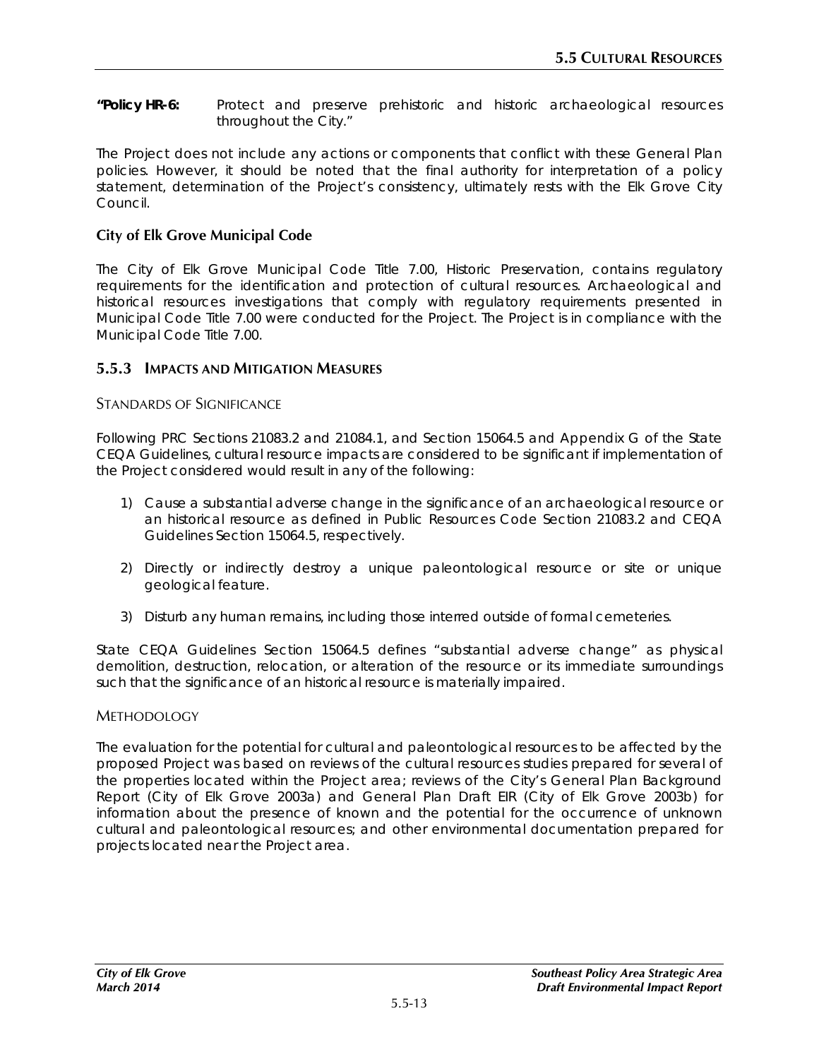**"Policy HR-6:** Protect and preserve prehistoric and historic archaeological resources throughout the City."

The Project does not include any actions or components that conflict with these General Plan policies. However, it should be noted that the final authority for interpretation of a policy statement, determination of the Project's consistency, ultimately rests with the Elk Grove City Council.

### City of Elk Grove Municipal Code

The City of Elk Grove Municipal Code Title 7.00, Historic Preservation, contains regulatory requirements for the identification and protection of cultural resources. Archaeological and historical resources investigations that comply with regulatory requirements presented in Municipal Code Title 7.00 were conducted for the Project. The Project is in compliance with the Municipal Code Title 7.00.

## 5.5.3 Impacts and Mitigation Measures

### Standards of Significance

Following PRC Sections 21083.2 and 21084.1, and Section 15064.5 and Appendix G of the State CEQA Guidelines, cultural resource impacts are considered to be significant if implementation of the Project considered would result in any of the following:

1) Cause a substantial adverse change in the significance of an archaeological resource or an historical resource as defined in Public Resources Code Section 21083.2 and CEQA Guidelines Section 15064.5, respectively.

2) Directly or indirectly destroy a unique paleontological resource or site or unique geological feature.

3) Disturb any human remains, including those interred outside of formal cemeteries.

State CEQA Guidelines Section 15064.5 defines "substantial adverse change" as physical demolition, destruction, relocation, or alteration of the resource or its immediate surroundings such that the significance of an historical resource is materially impaired.

### Methodology

The evaluation for the potential for cultural and paleontological resources to be affected by the proposed Project was based on reviews of the cultural resources studies prepared for several of the properties located within the Project area; reviews of the City's General Plan Background Report (City of Elk Grove 2003a) and General Plan Draft EIR (City of Elk Grove 2003b) for information about the presence of known and the potential for the occurrence of unknown cultural and paleontological resources; and other environmental documentation prepared for projects located near the Project area.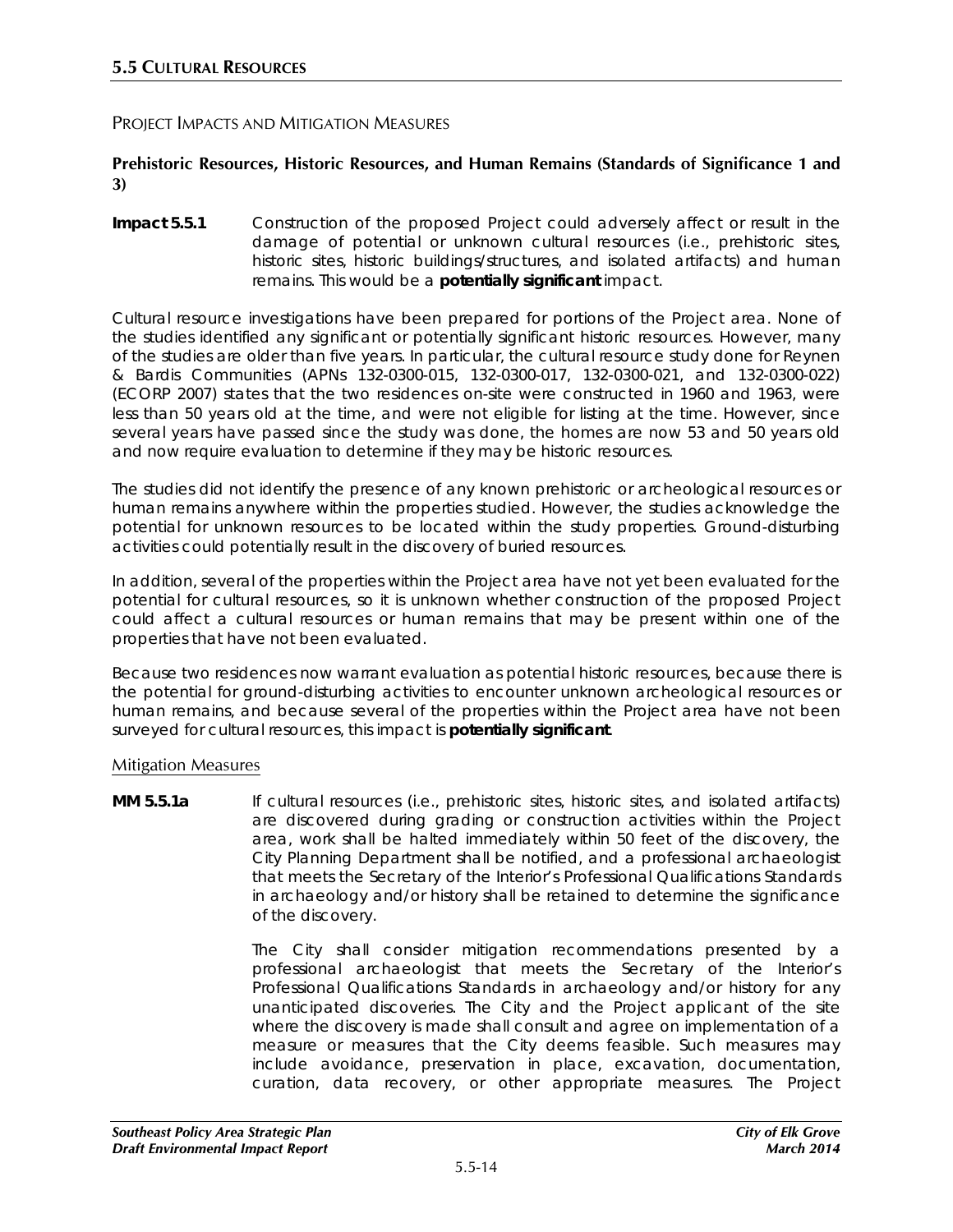## PROJECT IMPACTS AND MITIGATION MEASURES

### Prehistoric Resources, Historic Resources, and Human Remains (Standards of Significance 1 and 3)

**Impact 5.5.1** Construction of the proposed Project could adversely affect or result in the damage of potential or unknown cultural resources (i.e., prehistoric sites, historic sites, historic buildings/structures, and isolated artifacts) and human remains. This would be a **potentially significant** impact.

Cultural resource investigations have been prepared for portions of the Project area. None of the studies identified any significant or potentially significant historic resources. However, many of the studies are older than five years. In particular, the cultural resource study done for Reynen & Bardis Communities (APNs 132-0300-015, 132-0300-017, 132-0300-021, and 132-0300-022) (ECORP 2007) states that the two residences on-site were constructed in 1960 and 1963, were less than 50 years old at the time, and were not eligible for listing at the time. However, since several years have passed since the study was done, the homes are now 53 and 50 years old and now require evaluation to determine if they may be historic resources.

The studies did not identify the presence of any known prehistoric or archeological resources or human remains anywhere within the properties studied. However, the studies acknowledge the potential for unknown resources to be located within the study properties. Ground-disturbing activities could potentially result in the discovery of buried resources.

In addition, several of the properties within the Project area have not yet been evaluated for the potential for cultural resources, so it is unknown whether construction of the proposed Project could affect a cultural resources or human remains that may be present within one of the properties that have not been evaluated.

Because two residences now warrant evaluation as potential historic resources, because there is the potential for ground-disturbing activities to encounter unknown archeological resources or human remains, and because several of the properties within the Project area have not been surveyed for cultural resources, this impact is **potentially significant**.

#### Mitigation Measures

**MM 5.5.1a** If cultural resources (i.e., prehistoric sites, historic sites, and isolated artifacts) are discovered during grading or construction activities within the Project area, work shall be halted immediately within 50 feet of the discovery, the City Planning Department shall be notified, and a professional archaeologist that meets the Secretary of the Interior's Professional Qualifications Standards in archaeology and/or history shall be retained to determine the significance of the discovery.

The City shall consider mitigation recommendations presented by a professional archaeologist that meets the Secretary of the Interior's Professional Qualifications Standards in archaeology and/or history for any unanticipated discoveries. The City and the Project applicant of the site where the discovery is made shall consult and agree on implementation of a measure or measures that the City deems feasible. Such measures may include avoidance, preservation in place, excavation, documentation, curation, data recovery, or other appropriate measures. The Project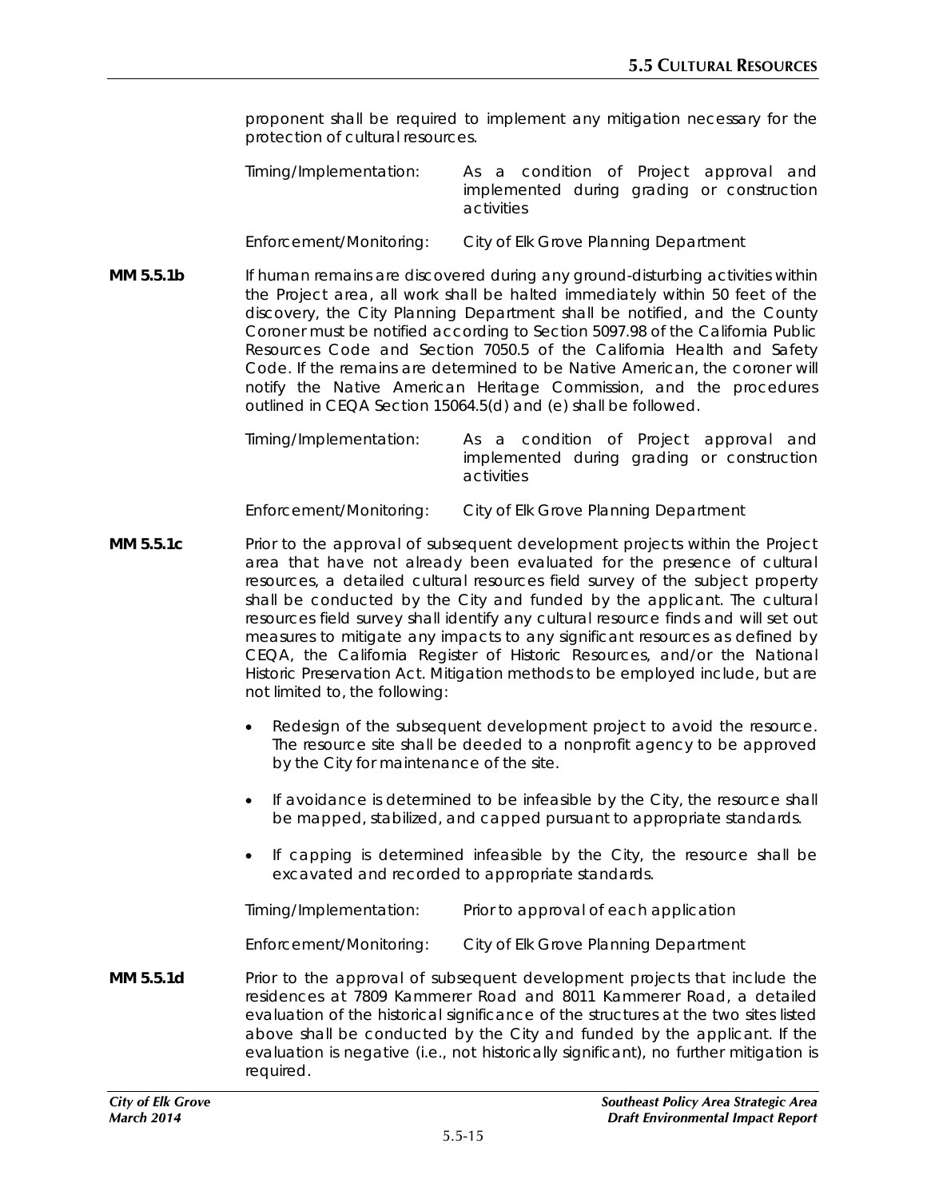proponent shall be required to implement any mitigation necessary for the protection of cultural resources.

Timing/Implementation: As a condition of Project approval and implemented during grading or construction activities

Enforcement/Monitoring: City of Elk Grove Planning Department

**MM 5.5.1b** If human remains are discovered during any ground-disturbing activities within the Project area, all work shall be halted immediately within 50 feet of the discovery, the City Planning Department shall be notified, and the County Coroner must be notified according to Section 5097.98 of the California Public Resources Code and Section 7050.5 of the California Health and Safety Code. If the remains are determined to be Native American, the coroner will notify the Native American Heritage Commission, and the procedures outlined in CEQA Section 15064.5(d) and (e) shall be followed.

Timing/Implementation: As a condition of Project approval and implemented during grading or construction activities

Enforcement/Monitoring: City of Elk Grove Planning Department

**MM 5.5.1c** Prior to the approval of subsequent development projects within the Project area that have not already been evaluated for the presence of cultural resources, a detailed cultural resources field survey of the subject property shall be conducted by the City and funded by the applicant. The cultural resources field survey shall identify any cultural resource finds and will set out measures to mitigate any impacts to any significant resources as defined by CEQA, the California Register of Historic Resources, and/or the National Historic Preservation Act. Mitigation methods to be employed include, but are not limited to, the following:

- Redesign of the subsequent development project to avoid the resource. The resource site shall be deeded to a nonprofit agency to be approved by the City for maintenance of the site.
- If avoidance is determined to be infeasible by the City, the resource shall be mapped, stabilized, and capped pursuant to appropriate standards.
- If capping is determined infeasible by the City, the resource shall be excavated and recorded to appropriate standards.

Timing/Implementation: Prior to approval of each application

Enforcement/Monitoring: City of Elk Grove Planning Department

**MM 5.5.1d** Prior to the approval of subsequent development projects that include the residences at 7809 Kammerer Road and 8011 Kammerer Road, a detailed evaluation of the historical significance of the structures at the two sites listed above shall be conducted by the City and funded by the applicant. If the evaluation is negative (i.e., not historically significant), no further mitigation is required.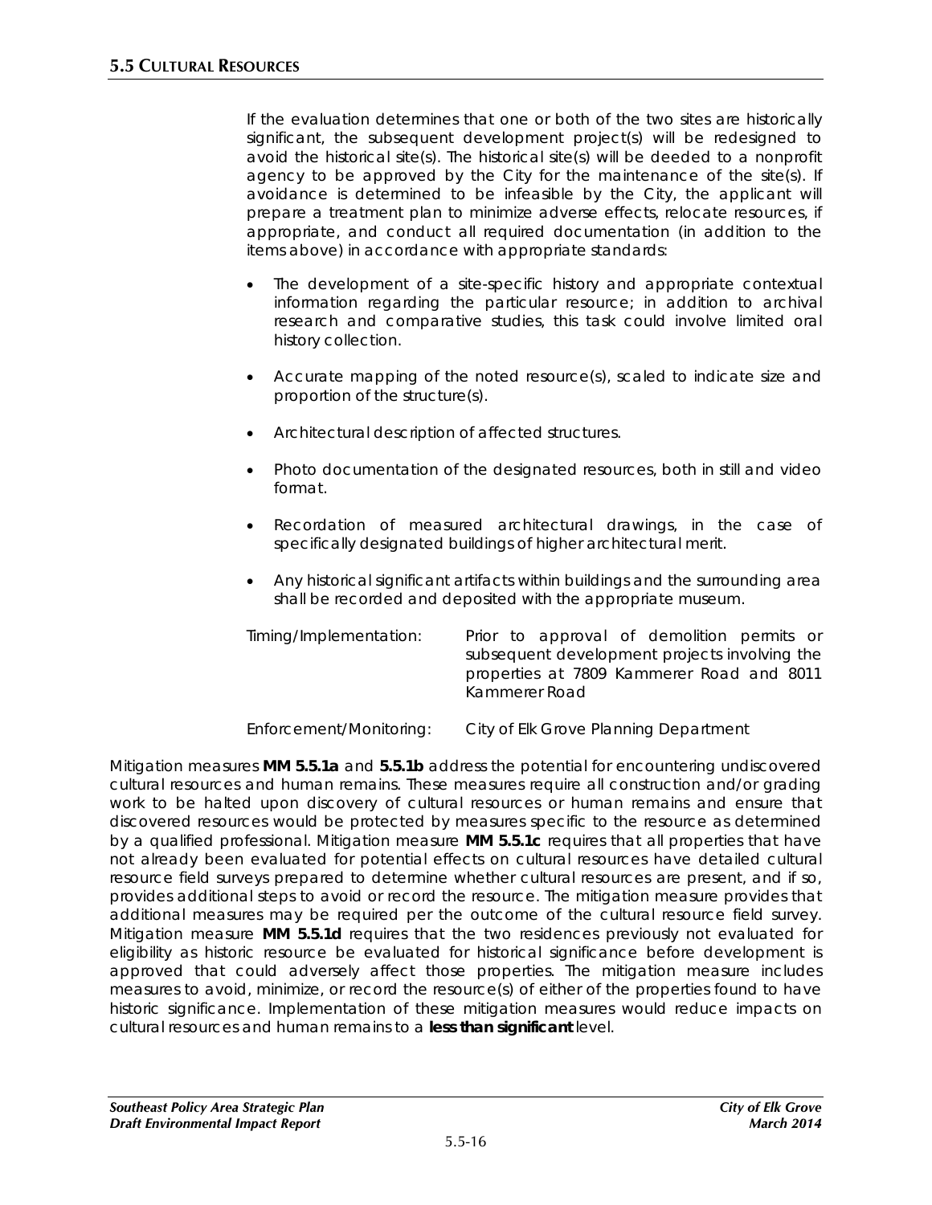If the evaluation determines that one or both of the two sites are historically significant, the subsequent development project(s) will be redesigned to avoid the historical site(s). The historical site(s) will be deeded to a nonprofit agency to be approved by the City for the maintenance of the site(s). If avoidance is determined to be infeasible by the City, the applicant will prepare a treatment plan to minimize adverse effects, relocate resources, if appropriate, and conduct all required documentation (in addition to the items above) in accordance with appropriate standards:

- The development of a site-specific history and appropriate contextual information regarding the particular resource; in addition to archival research and comparative studies, this task could involve limited oral history collection.
- Accurate mapping of the noted resource(s), scaled to indicate size and proportion of the structure(s).
- Architectural description of affected structures.
- Photo documentation of the designated resources, both in still and video format.
- Recordation of measured architectural drawings, in the case of specifically designated buildings of higher architectural merit.
- Any historical significant artifacts within buildings and the surrounding area shall be recorded and deposited with the appropriate museum.

Timing/Implementation: Prior to approval of demolition permits or subsequent development projects involving the properties at 7809 Kammerer Road and 8011 Kammerer Road

Enforcement/Monitoring: City of Elk Grove Planning Department

Mitigation measures **MM 5.5.1a** and **5.5.1b** address the potential for encountering undiscovered cultural resources and human remains. These measures require all construction and/or grading work to be halted upon discovery of cultural resources or human remains and ensure that discovered resources would be protected by measures specific to the resource as determined by a qualified professional. Mitigation measure **MM 5.5.1c** requires that all properties that have not already been evaluated for potential effects on cultural resources have detailed cultural resource field surveys prepared to determine whether cultural resources are present, and if so, provides additional steps to avoid or record the resource. The mitigation measure provides that additional measures may be required per the outcome of the cultural resource field survey. Mitigation measure **MM 5.5.1d** requires that the two residences previously not evaluated for eligibility as historic resource be evaluated for historical significance before development is approved that could adversely affect those properties. The mitigation measure includes measures to avoid, minimize, or record the resource(s) of either of the properties found to have historic significance. Implementation of these mitigation measures would reduce impacts on cultural resources and human remains to a **less than significant** level.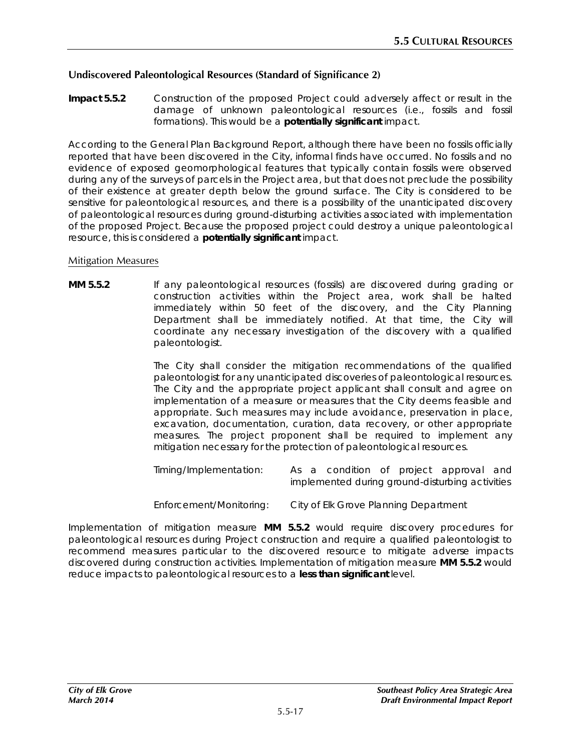### Undiscovered Paleontological Resources (Standard of Significance 2)

**Impact 5.5.2** Construction of the proposed Project could adversely affect or result in the damage of unknown paleontological resources (i.e., fossils and fossil formations). This would be a **potentially significant** impact.

According to the General Plan Background Report, although there have been no fossils officially reported that have been discovered in the City, informal finds have occurred. No fossils and no evidence of exposed geomorphological features that typically contain fossils were observed during any of the surveys of parcels in the Project area, but that does not preclude the possibility of their existence at greater depth below the ground surface. The City is considered to be sensitive for paleontological resources, and there is a possibility of the unanticipated discovery of paleontological resources during ground-disturbing activities associated with implementation of the proposed Project. Because the proposed project could destroy a unique paleontological resource, this is considered a **potentially significant** impact.

Mitigation Measures

**MM 5.5.2** If any paleontological resources (fossils) are discovered during grading or construction activities within the Project area, work shall be halted immediately within 50 feet of the discovery, and the City Planning Department shall be immediately notified. At that time, the City will coordinate any necessary investigation of the discovery with a qualified paleontologist.

The City shall consider the mitigation recommendations of the qualified paleontologist for any unanticipated discoveries of paleontological resources. The City and the appropriate project applicant shall consult and agree on implementation of a measure or measures that the City deems feasible and appropriate. Such measures may include avoidance, preservation in place, excavation, documentation, curation, data recovery, or other appropriate measures. The project proponent shall be required to implement any mitigation necessary for the protection of paleontological resources.

Timing/Implementation: As a condition of project approval and implemented during ground-disturbing activities

Enforcement/Monitoring: City of Elk Grove Planning Department

Implementation of mitigation measure **MM 5.5.2** would require discovery procedures for paleontological resources during Project construction and require a qualified paleontologist to recommend measures particular to the discovered resource to mitigate adverse impacts discovered during construction activities. Implementation of mitigation measure **MM 5.5.2** would reduce impacts to paleontological resources to a **less than significant** level.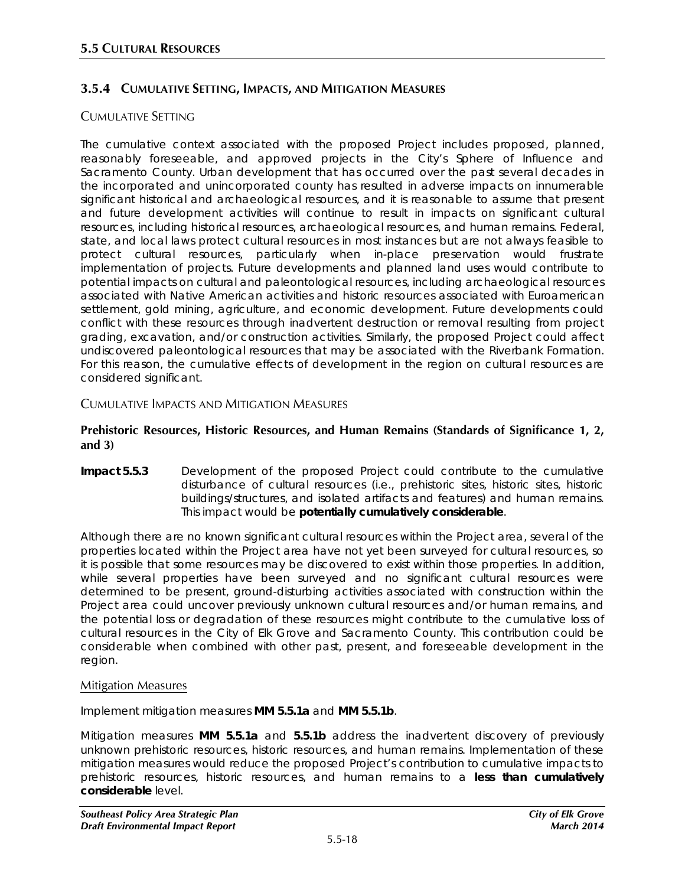## 3.5.4 CUMULATIVE SETTING, IMPACTS, AND MITIGATION MEASURES

### CUMULATIVE SETTING

The cumulative context associated with the proposed Project includes proposed, planned, reasonably foreseeable, and approved projects in the City's Sphere of Influence and Sacramento County. Urban development that has occurred over the past several decades in the incorporated and unincorporated county has resulted in adverse impacts on innumerable significant historical and archaeological resources, and it is reasonable to assume that present and future development activities will continue to result in impacts on significant cultural resources, including historical resources, archaeological resources, and human remains. Federal, state, and local laws protect cultural resources in most instances but are not always feasible to protect cultural resources, particularly when in-place preservation would frustrate implementation of projects. Future developments and planned land uses would contribute to potential impacts on cultural and paleontological resources, including archaeological resources associated with Native American activities and historic resources associated with Euroamerican settlement, gold mining, agriculture, and economic development. Future developments could conflict with these resources through inadvertent destruction or removal resulting from project grading, excavation, and/or construction activities. Similarly, the proposed Project could affect undiscovered paleontological resources that may be associated with the Riverbank Formation. For this reason, the cumulative effects of development in the region on cultural resources are considered significant.

### CUMULATIVE IMPACTS AND MITIGATION MEASURES

**Prehistoric Resources, Historic Resources, and Human Remains (Standards of Significance 1, 2, and 3)**

**Impact 5.5.3** Development of the proposed Project could contribute to the cumulative disturbance of cultural resources (i.e., prehistoric sites, historic sites, historic buildings/structures, and isolated artifacts and features) and human remains. This impact would be **potentially cumulatively considerable**.

Although there are no known significant cultural resources within the Project area, several of the properties located within the Project area have not yet been surveyed for cultural resources, so it is possible that some resources may be discovered to exist within those properties. In addition, while several properties have been surveyed and no significant cultural resources were determined to be present, ground-disturbing activities associated with construction within the Project area could uncover previously unknown cultural resources and/or human remains, and the potential loss or degradation of these resources might contribute to the cumulative loss of cultural resources in the City of Elk Grove and Sacramento County. This contribution could be considerable when combined with other past, present, and foreseeable development in the region.

#### Mitigation Measures

Implement mitigation measures **MM 5.5.1a** and **MM 5.5.1b**.

Mitigation measures **MM 5.5.1a** and **5.5.1b** address the inadvertent discovery of previously unknown prehistoric resources, historic resources, and human remains. Implementation of these mitigation measures would reduce the proposed Project's contribution to cumulative impacts to prehistoric resources, historic resources, and human remains to a **less than cumulatively considerable** level.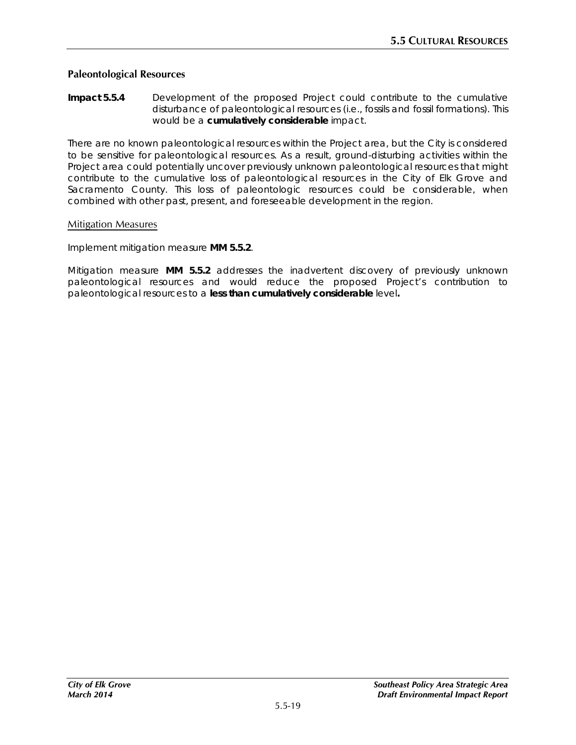### Paleontological Resources

**Impact 5.5.4** Development of the proposed Project could contribute to the cumulative disturbance of paleontological resources (i.e., fossils and fossil formations). This would be a **cumulatively considerable** impact.

There are no known paleontological resources within the Project area, but the City is considered to be sensitive for paleontological resources. As a result, ground-disturbing activities within the Project area could potentially uncover previously unknown paleontological resources that might contribute to the cumulative loss of paleontological resources in the City of Elk Grove and Sacramento County. This loss of paleontologic resources could be considerable, when combined with other past, present, and foreseeable development in the region.

Mitigation Measures

Implement mitigation measure **MM 5.5.2**.

Mitigation measure **MM 5.5.2** addresses the inadvertent discovery of previously unknown paleontological resources and would reduce the proposed Project's contribution to paleontological resources to a **less than cumulatively considerable** level**.**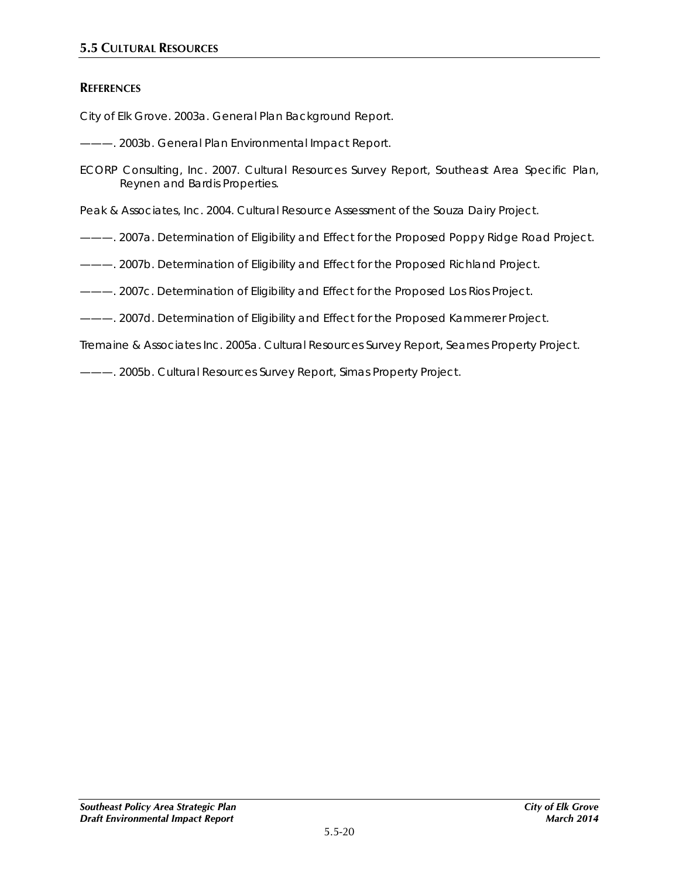## REFERENCES

City of Elk Grove. 2003a. General Plan Background Report.

———. 2003b. General Plan Environmental Impact Report.

ECORP Consulting, Inc. 2007. Cultural Resources Survey Report, Southeast Area Specific Plan, Reynen and Bardis Properties.

Peak & Associates, Inc. 2004. Cultural Resource Assessment of the Souza Dairy Project.

———. 2007a. Determination of Eligibility and Effect for the Proposed Poppy Ridge Road Project.

———. 2007b. Determination of Eligibility and Effect for the Proposed Richland Project.

———. 2007c. Determination of Eligibility and Effect for the Proposed Los Rios Project.

———. 2007d. Determination of Eligibility and Effect for the Proposed Kammerer Project.

Tremaine & Associates Inc. 2005a. Cultural Resources Survey Report, Seames Property Project.

———. 2005b. Cultural Resources Survey Report, Simas Property Project.